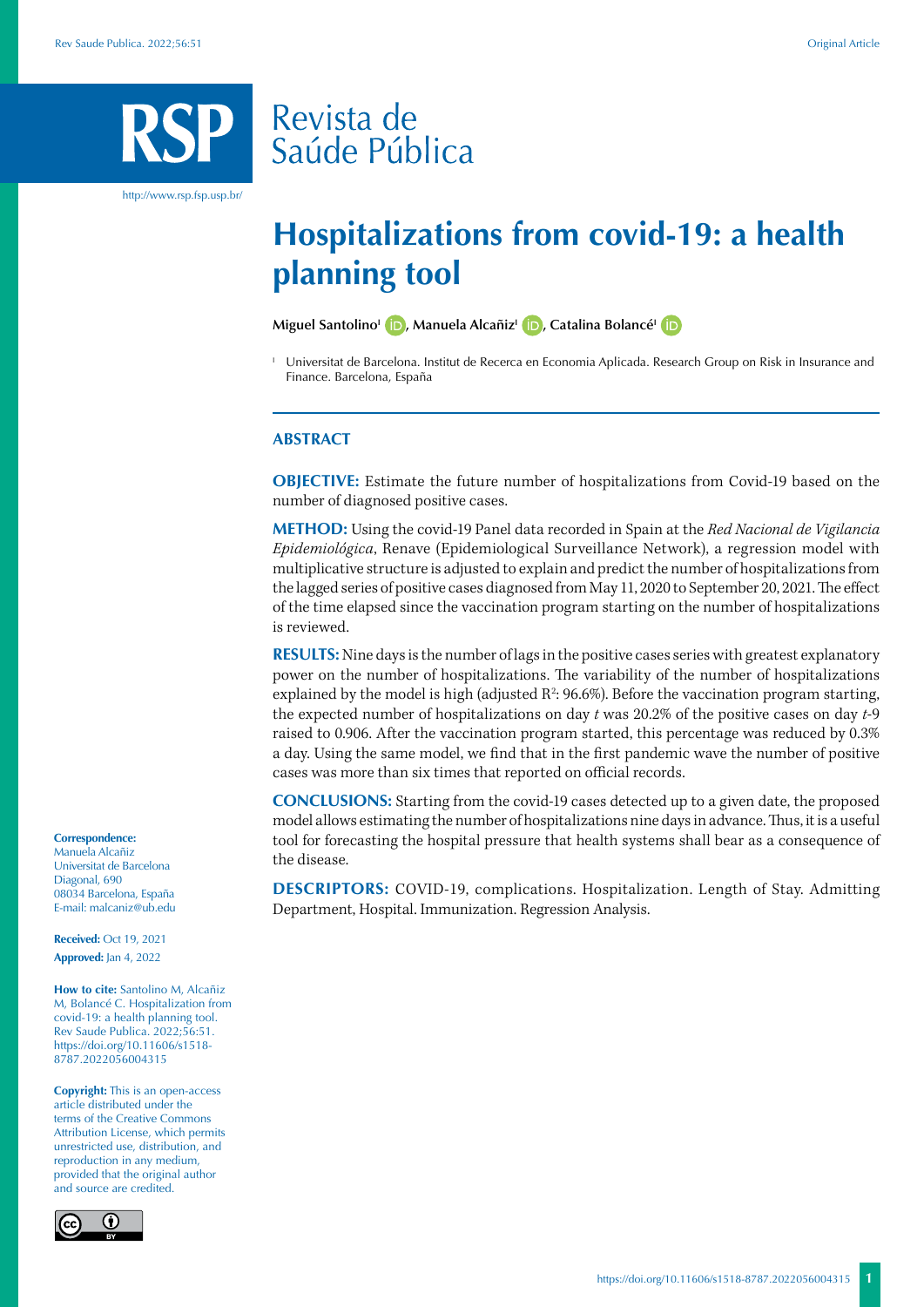# Hospitalizations from covid-19: a health planning tool

**Miguel Santolino**[I], **Manuela Alcañiz**[I], **Catalina Bolancé**[I]

[I] Universitat de Barcelona. Institut de Recerca en Economia Aplicada. Research Group on Risk in Insurance and Finance. Barcelona, España

## ABSTRACT

**OBJECTIVE:** Estimate the future number of hospitalizations from Covid-19 based on the number of diagnosed positive cases.

**METHOD:** Using the covid-19 Panel data recorded in Spain at the *Red Nacional de Vigilancia Epidemiológica*, Renave (Epidemiological Surveillance Network), a regression model with multiplicative structure is adjusted to explain and predict the number of hospitalizations from the lagged series of positive cases diagnosed from May 11, 2020 to September 20, 2021. The effect of the time elapsed since the vaccination program starting on the number of hospitalizations is reviewed.

**RESULTS:** Nine days is the number of lags in the positive cases series with greatest explanatory power on the number of hospitalizations. The variability of the number of hospitalizations explained by the model is high (adjusted $R^2$: 96.6%). Before the vaccination program starting, the expected number of hospitalizations on day $t$ was 20.2% of the positive cases on day $t$-9 raised to 0.906. After the vaccination program started, this percentage was reduced by 0.3% a day. Using the same model, we find that in the first pandemic wave the number of positive cases was more than six times that reported on official records.

**CONCLUSIONS:** Starting from the covid-19 cases detected up to a given date, the proposed model allows estimating the number of hospitalizations nine days in advance. Thus, it is a useful tool for forecasting the hospital pressure that health systems shall bear as a consequence of the disease.

**DESCRIPTORS:** COVID-19, complications. Hospitalization. Length of Stay. Admitting Department, Hospital. Immunization. Regression Analysis.

**Correspondence:**
Manuela Alcañiz
Universitat de Barcelona
Diagonal, 690
08034 Barcelona, España
E-mail: malcaniz@ub.edu

**Received:** Oct 19, 2021
**Approved:** Jan 4, 2022

**How to cite:** Santolino M, Alcañiz M, Bolancé C. Hospitalization from covid-19: a health planning tool. Rev Saude Publica. 2022;56:51. https://doi.org/10.11606/s1518-8787.2022056004315

**Copyright:** This is an open-access article distributed under the terms of the Creative Commons Attribution License, which permits unrestricted use, distribution, and reproduction in any medium, provided that the original author and source are credited.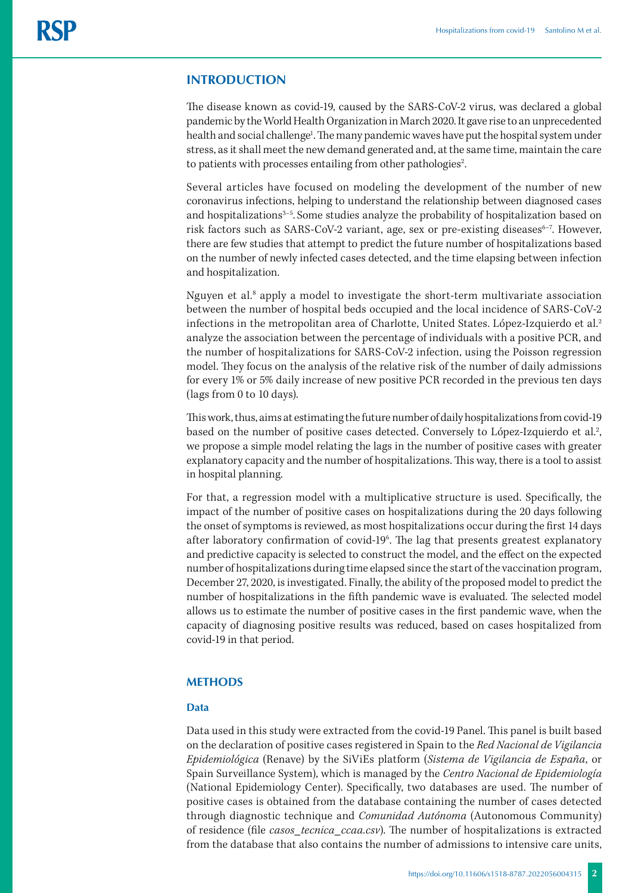## INTRODUCTION

The disease known as covid-19, caused by the SARS-CoV-2 virus, was declared a global pandemic by the World Health Organization in March 2020. It gave rise to an unprecedented health and social challenge[1]. The many pandemic waves have put the hospital system under stress, as it shall meet the new demand generated and, at the same time, maintain the care to patients with processes entailing from other pathologies[2].

Several articles have focused on modeling the development of the number of new coronavirus infections, helping to understand the relationship between diagnosed cases and hospitalizations[3–5]. Some studies analyze the probability of hospitalization based on risk factors such as SARS-CoV-2 variant, age, sex or pre-existing diseases[6–7]. However, there are few studies that attempt to predict the future number of hospitalizations based on the number of newly infected cases detected, and the time elapsing between infection and hospitalization.

Nguyen et al.[8] apply a model to investigate the short-term multivariate association between the number of hospital beds occupied and the local incidence of SARS-CoV-2 infections in the metropolitan area of Charlotte, United States. López-Izquierdo et al.[2] analyze the association between the percentage of individuals with a positive PCR, and the number of hospitalizations for SARS-CoV-2 infection, using the Poisson regression model. They focus on the analysis of the relative risk of the number of daily admissions for every 1% or 5% daily increase of new positive PCR recorded in the previous ten days (lags from 0 to 10 days).

This work, thus, aims at estimating the future number of daily hospitalizations from covid-19 based on the number of positive cases detected. Conversely to López-Izquierdo et al.[2], we propose a simple model relating the lags in the number of positive cases with greater explanatory capacity and the number of hospitalizations. This way, there is a tool to assist in hospital planning.

For that, a regression model with a multiplicative structure is used. Specifically, the impact of the number of positive cases on hospitalizations during the 20 days following the onset of symptoms is reviewed, as most hospitalizations occur during the first 14 days after laboratory confirmation of covid-19[6]. The lag that presents greatest explanatory and predictive capacity is selected to construct the model, and the effect on the expected number of hospitalizations during time elapsed since the start of the vaccination program, December 27, 2020, is investigated. Finally, the ability of the proposed model to predict the number of hospitalizations in the fifth pandemic wave is evaluated. The selected model allows us to estimate the number of positive cases in the first pandemic wave, when the capacity of diagnosing positive results was reduced, based on cases hospitalized from covid-19 in that period.

## METHODS

### Data

Data used in this study were extracted from the covid-19 Panel. This panel is built based on the declaration of positive cases registered in Spain to the *Red Nacional de Vigilancia Epidemiológica* (Renave) by the SiViEs platform (*Sistema de Vigilancia de España*, or Spain Surveillance System), which is managed by the *Centro Nacional de Epidemiología* (National Epidemiology Center). Specifically, two databases are used. The number of positive cases is obtained from the database containing the number of cases detected through diagnostic technique and *Comunidad Autónoma* (Autonomous Community) of residence (file *casos_tecnica_ccaa.csv*). The number of hospitalizations is extracted from the database that also contains the number of admissions to intensive care units,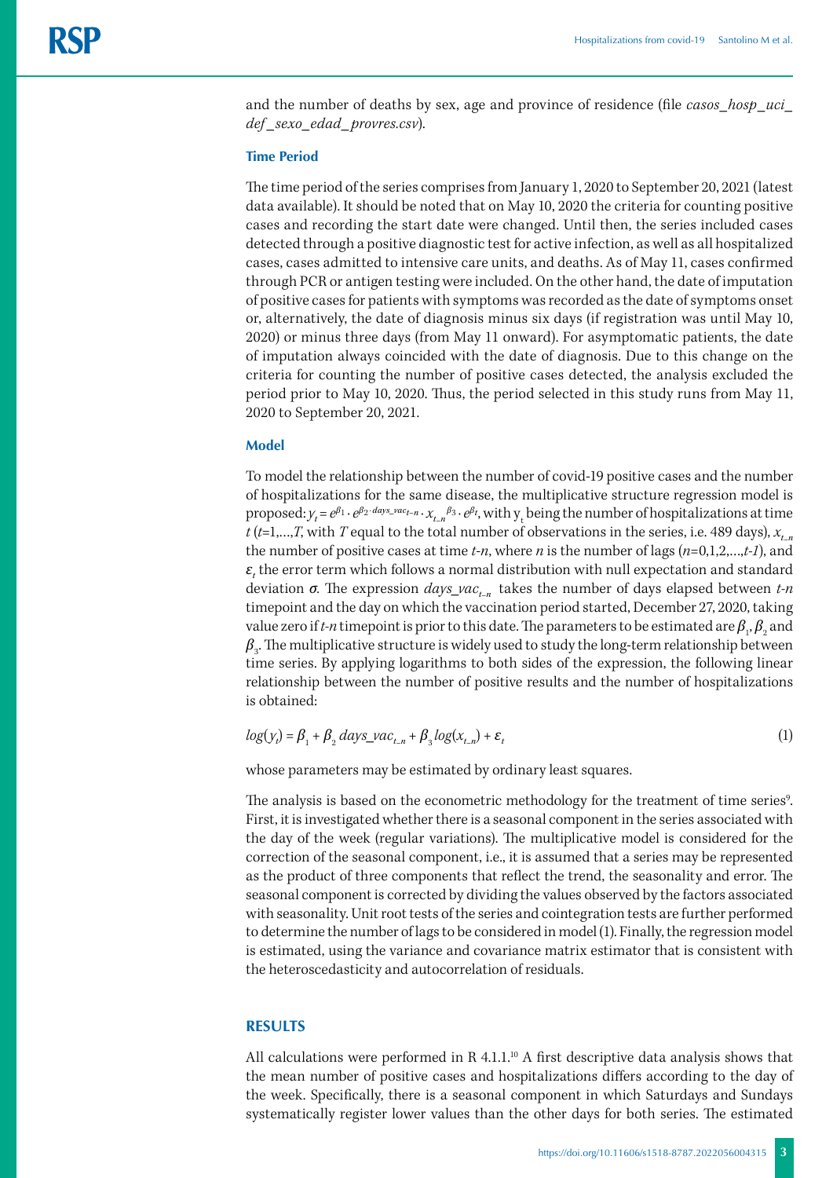and the number of deaths by sex, age and province of residence (file *casos_hosp_uci_def_sexo_edad_provres.csv*).

### Time Period

The time period of the series comprises from January 1, 2020 to September 20, 2021 (latest data available). It should be noted that on May 10, 2020 the criteria for counting positive cases and recording the start date were changed. Until then, the series included cases detected through a positive diagnostic test for active infection, as well as all hospitalized cases, cases admitted to intensive care units, and deaths. As of May 11, cases confirmed through PCR or antigen testing were included. On the other hand, the date of imputation of positive cases for patients with symptoms was recorded as the date of symptoms onset or, alternatively, the date of diagnosis minus six days (if registration was until May 10, 2020) or minus three days (from May 11 onward). For asymptomatic patients, the date of imputation always coincided with the date of diagnosis. Due to this change on the criteria for counting the number of positive cases detected, the analysis excluded the period prior to May 10, 2020. Thus, the period selected in this study runs from May 11, 2020 to September 20, 2021.

### Model

To model the relationship between the number of covid-19 positive cases and the number of hospitalizations for the same disease, the multiplicative structure regression model is proposed: $y_t = e^{\beta_1} \cdot e^{\beta_2 \cdot days\_vac_{t-n}} \cdot x_{t\_n}{}^{\beta_3} \cdot e^{\beta_t}$, with $y_t$ being the number of hospitalizations at time $t$ ($t$=1,...,$T$, with $T$ equal to the total number of observations in the series, i.e. 489 days), $x_{t\_n}$ the number of positive cases at time $t$-$n$, where $n$ is the number of lags ($n$=0,1,2,...,$t$-1), and $\varepsilon_t$ the error term which follows a normal distribution with null expectation and standard deviation $\sigma$. The expression $days\_vac_{t-n}$ takes the number of days elapsed between $t$-$n$ timepoint and the day on which the vaccination period started, December 27, 2020, taking value zero if $t$-$n$ timepoint is prior to this date. The parameters to be estimated are $\beta_1$, $\beta_2$ and $\beta_3$. The multiplicative structure is widely used to study the long-term relationship between time series. By applying logarithms to both sides of the expression, the following linear relationship between the number of positive results and the number of hospitalizations is obtained:

$$log(y_t) = \beta_1 + \beta_2\, days\_vac_{t\_n} + \beta_3 log(x_{t\_n}) + \varepsilon_t \tag{1}$$

whose parameters may be estimated by ordinary least squares.

The analysis is based on the econometric methodology for the treatment of time series[9]. First, it is investigated whether there is a seasonal component in the series associated with the day of the week (regular variations). The multiplicative model is considered for the correction of the seasonal component, i.e., it is assumed that a series may be represented as the product of three components that reflect the trend, the seasonality and error. The seasonal component is corrected by dividing the values observed by the factors associated with seasonality. Unit root tests of the series and cointegration tests are further performed to determine the number of lags to be considered in model (1). Finally, the regression model is estimated, using the variance and covariance matrix estimator that is consistent with the heteroscedasticity and autocorrelation of residuals.

## RESULTS

All calculations were performed in R 4.1.1.[10] A first descriptive data analysis shows that the mean number of positive cases and hospitalizations differs according to the day of the week. Specifically, there is a seasonal component in which Saturdays and Sundays systematically register lower values than the other days for both series. The estimated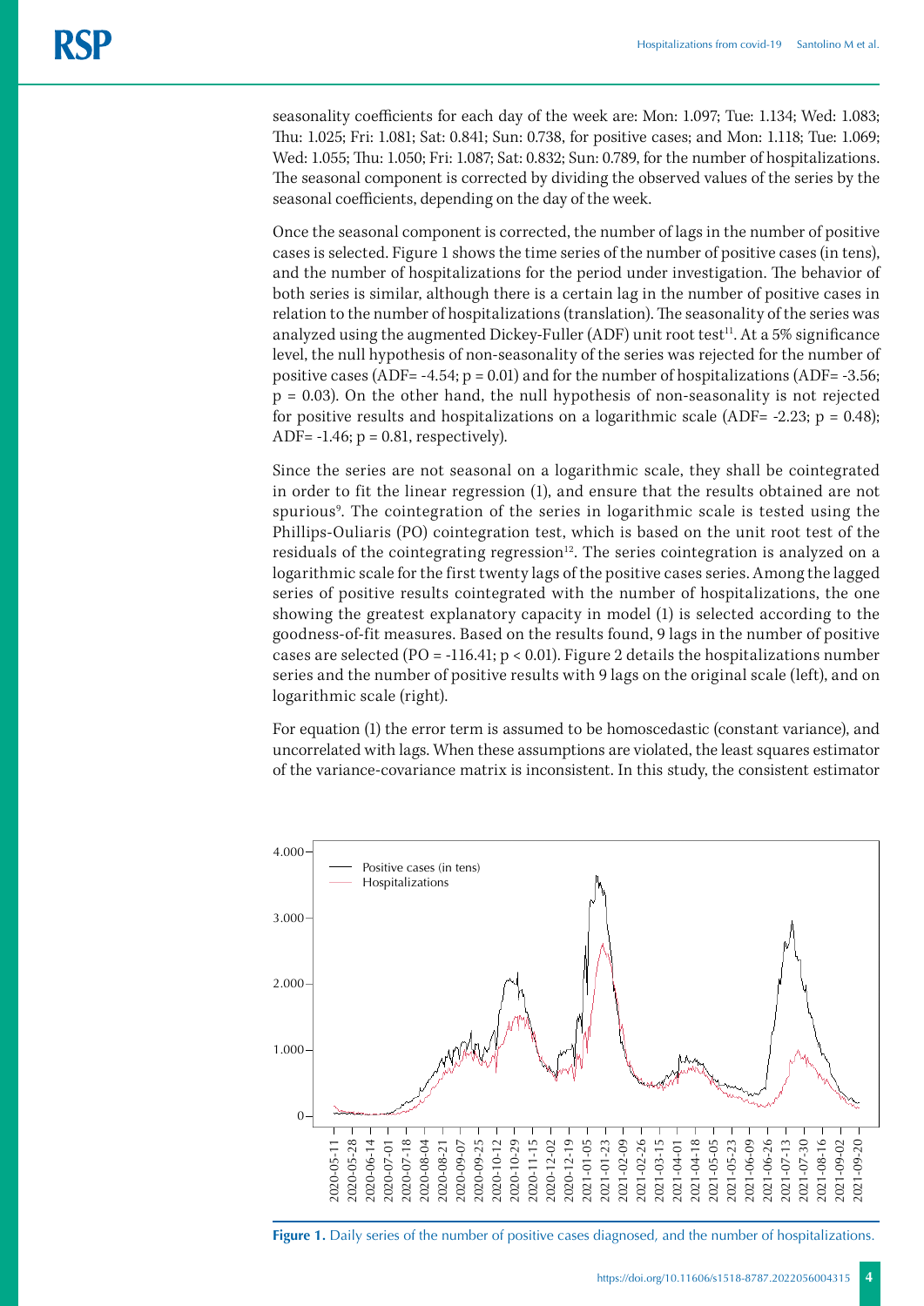seasonality coefficients for each day of the week are: Mon: 1.097; Tue: 1.134; Wed: 1.083; Thu: 1.025; Fri: 1.081; Sat: 0.841; Sun: 0.738, for positive cases; and Mon: 1.118; Tue: 1.069; Wed: 1.055; Thu: 1.050; Fri: 1.087; Sat: 0.832; Sun: 0.789, for the number of hospitalizations. The seasonal component is corrected by dividing the observed values of the series by the seasonal coefficients, depending on the day of the week.

Once the seasonal component is corrected, the number of lags in the number of positive cases is selected. Figure 1 shows the time series of the number of positive cases (in tens), and the number of hospitalizations for the period under investigation. The behavior of both series is similar, although there is a certain lag in the number of positive cases in relation to the number of hospitalizations (translation). The seasonality of the series was analyzed using the augmented Dickey-Fuller (ADF) unit root test[11]. At a 5% significance level, the null hypothesis of non-seasonality of the series was rejected for the number of positive cases (ADF= -4.54; $p = 0.01$) and for the number of hospitalizations (ADF= -3.56; $p = 0.03$). On the other hand, the null hypothesis of non-seasonality is not rejected for positive results and hospitalizations on a logarithmic scale (ADF= -2.23; $p = 0.48$); ADF= -1.46; $p = 0.81$, respectively).

Since the series are not seasonal on a logarithmic scale, they shall be cointegrated in order to fit the linear regression (1), and ensure that the results obtained are not spurious[9]. The cointegration of the series in logarithmic scale is tested using the Phillips-Ouliaris (PO) cointegration test, which is based on the unit root test of the residuals of the cointegrating regression[12]. The series cointegration is analyzed on a logarithmic scale for the first twenty lags of the positive cases series. Among the lagged series of positive results cointegrated with the number of hospitalizations, the one showing the greatest explanatory capacity in model (1) is selected according to the goodness-of-fit measures. Based on the results found, 9 lags in the number of positive cases are selected (PO = -116.41; $p < 0.01$). Figure 2 details the hospitalizations number series and the number of positive results with 9 lags on the original scale (left), and on logarithmic scale (right).

For equation (1) the error term is assumed to be homoscedastic (constant variance), and uncorrelated with lags. When these assumptions are violated, the least squares estimator of the variance-covariance matrix is inconsistent. In this study, the consistent estimator

4.000
3.000
2.000
1.000
0
Positive cases (in tens)
Hospitalizations
2020-05-11, 2020-05-28, 2020-06-14, 2020-07-01, 2020-07-18, 2020-08-04, 2020-08-21, 2020-09-07, 2020-09-25, 2020-10-12, 2020-10-29, 2020-11-15, 2020-12-02, 2020-12-19, 2021-01-05, 2021-01-23, 2021-02-09, 2021-02-26, 2021-03-15, 2021-04-01, 2021-04-18, 2021-05-05, 2021-05-23, 2021-06-09, 2021-06-26, 2021-07-13, 2021-07-30, 2021-08-16, 2021-09-02, 2021-09-20

**Figure 1.** Daily series of the number of positive cases diagnosed, and the number of hospitalizations.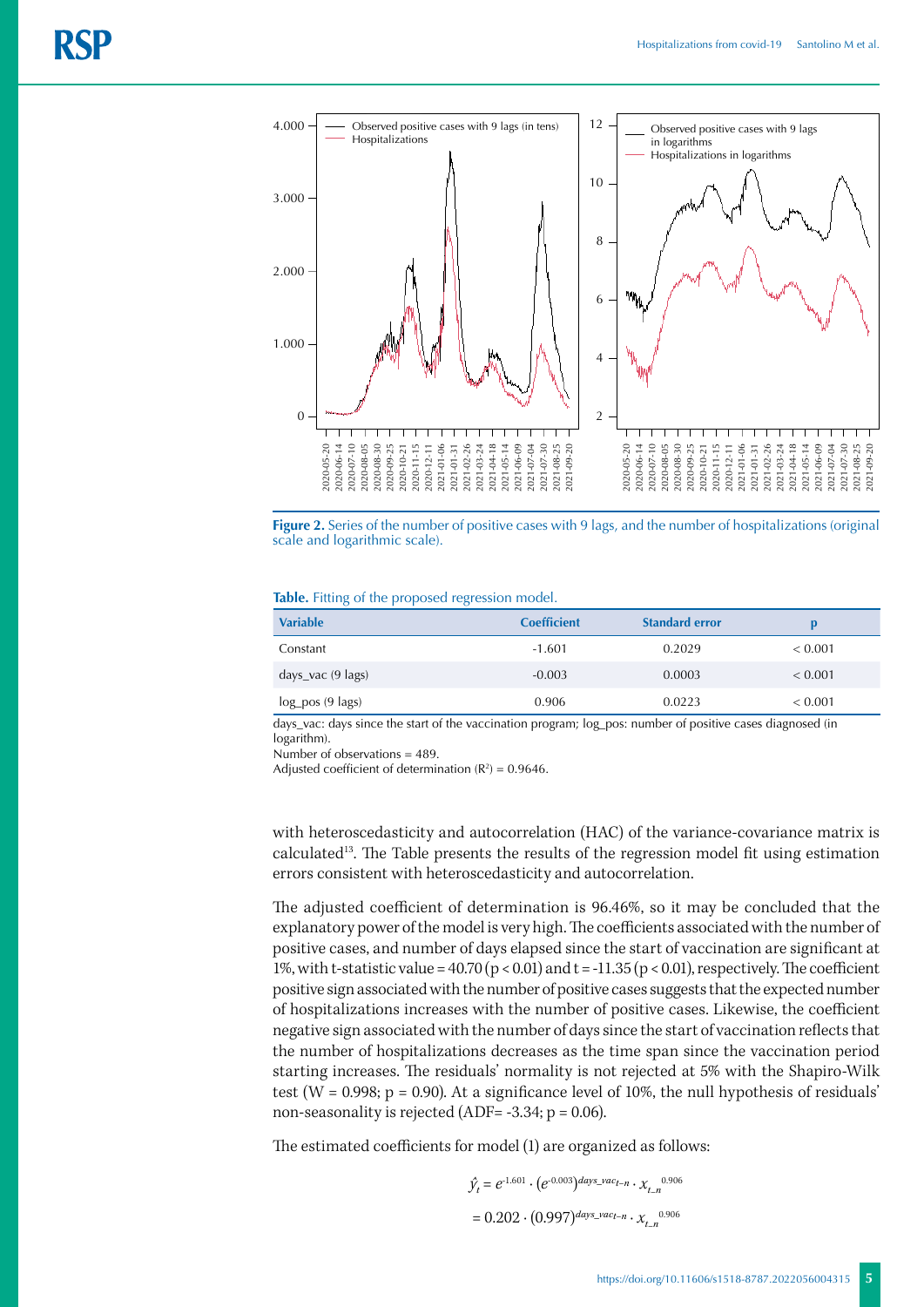4.000
3.000
2.000
1.000
0

Observed positive cases with 9 lags (in tens)
Hospitalizations

2020-05-20
2020-06-14
2020-07-10
2020-08-05
2020-08-30
2020-09-25
2020-10-21
2020-11-15
2020-12-11
2021-01-06
2021-01-31
2021-02-26
2021-03-24
2021-04-18
2021-05-14
2021-06-09
2021-07-04
2021-07-30
2021-08-25
2021-09-20

12
10
8
6
4
2

Observed positive cases with 9 lags in logarithms
Hospitalizations in logarithms

2020-05-20
2020-06-14
2020-07-10
2020-08-05
2020-08-30
2020-09-25
2020-10-21
2020-11-15
2020-12-11
2021-01-06
2021-01-31
2021-02-26
2021-03-24
2021-04-18
2021-05-14
2021-06-09
2021-07-04
2021-07-30
2021-08-25
2021-09-20

**Figure 2.** Series of the number of positive cases with 9 lags, and the number of hospitalizations (original scale and logarithmic scale).

**Table.** Fitting of the proposed regression model.

| Variable | Coefficient | Standard error | p |
|---|---|---|---|
| Constant | -1.601 | 0.2029 | < 0.001 |
| days_vac (9 lags) | -0.003 | 0.0003 | < 0.001 |
| log_pos (9 lags) | 0.906 | 0.0223 | < 0.001 |

days_vac: days since the start of the vaccination program; log_pos: number of positive cases diagnosed (in logarithm).
Number of observations = 489.
Adjusted coefficient of determination ($R^2$) = 0.9646.

with heteroscedasticity and autocorrelation (HAC) of the variance-covariance matrix is calculated[13]. The Table presents the results of the regression model fit using estimation errors consistent with heteroscedasticity and autocorrelation.

The adjusted coefficient of determination is 96.46%, so it may be concluded that the explanatory power of the model is very high. The coefficients associated with the number of positive cases, and number of days elapsed since the start of vaccination are significant at 1%, with t-statistic value = 40.70 ($p < 0.01$) and t = -11.35 ($p < 0.01$), respectively. The coefficient positive sign associated with the number of positive cases suggests that the expected number of hospitalizations increases with the number of positive cases. Likewise, the coefficient negative sign associated with the number of days since the start of vaccination reflects that the number of hospitalizations decreases as the time span since the vaccination period starting increases. The residuals' normality is not rejected at 5% with the Shapiro-Wilk test (W = 0.998; p = 0.90). At a significance level of 10%, the null hypothesis of residuals' non-seasonality is rejected (ADF= -3.34; p = 0.06).

The estimated coefficients for model (1) are organized as follows:

$$\hat{y}_t = e^{-1.601} \cdot (e^{-0.003})^{days\_vac_{t-n}} \cdot x_{t\_n}{}^{0.906}$$

$$= 0.202 \cdot (0.997)^{days\_vac_{t-n}} \cdot x_{t\_n}{}^{0.906}$$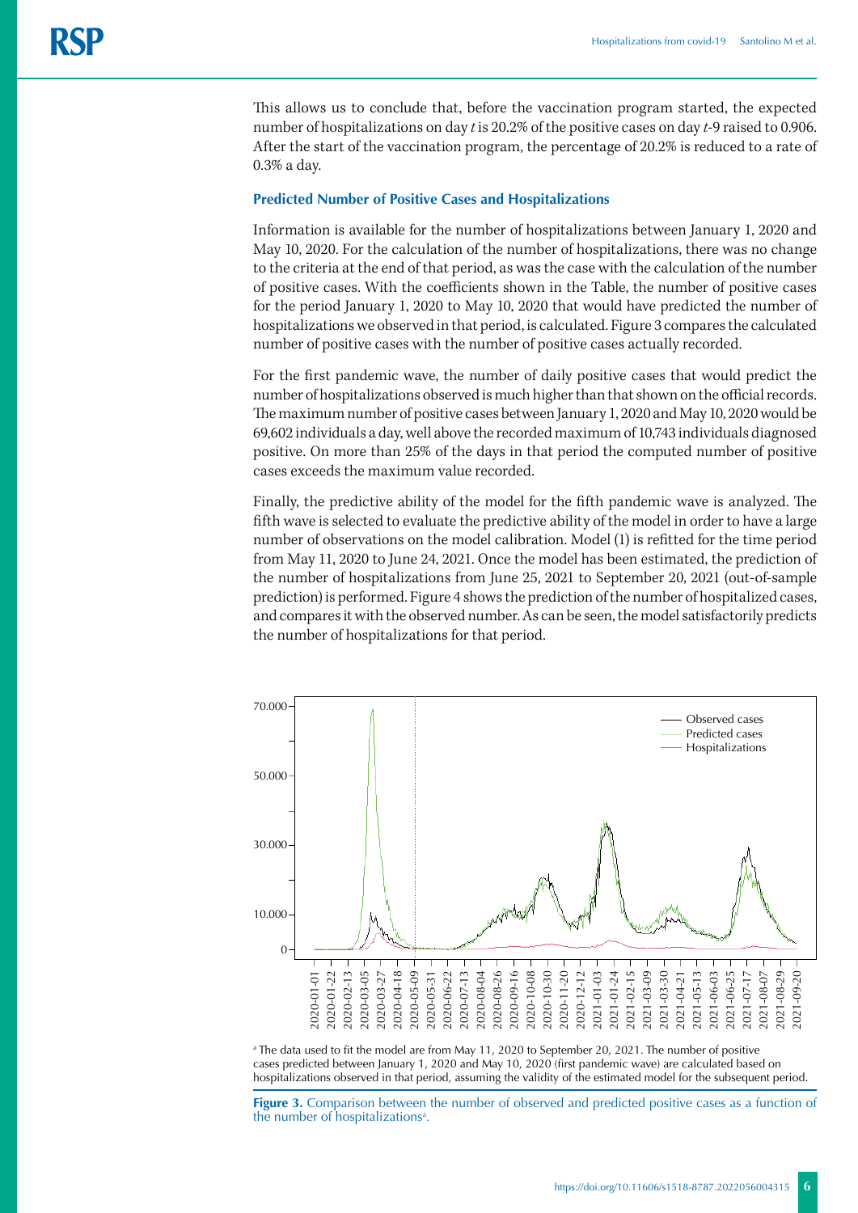This allows us to conclude that, before the vaccination program started, the expected number of hospitalizations on day $t$ is 20.2% of the positive cases on day $t$-9 raised to 0.906. After the start of the vaccination program, the percentage of 20.2% is reduced to a rate of 0.3% a day.

### Predicted Number of Positive Cases and Hospitalizations

Information is available for the number of hospitalizations between January 1, 2020 and May 10, 2020. For the calculation of the number of hospitalizations, there was no change to the criteria at the end of that period, as was the case with the calculation of the number of positive cases. With the coefficients shown in the Table, the number of positive cases for the period January 1, 2020 to May 10, 2020 that would have predicted the number of hospitalizations we observed in that period, is calculated. Figure 3 compares the calculated number of positive cases with the number of positive cases actually recorded.

For the first pandemic wave, the number of daily positive cases that would predict the number of hospitalizations observed is much higher than that shown on the official records. The maximum number of positive cases between January 1, 2020 and May 10, 2020 would be 69,602 individuals a day, well above the recorded maximum of 10,743 individuals diagnosed positive. On more than 25% of the days in that period the computed number of positive cases exceeds the maximum value recorded.

Finally, the predictive ability of the model for the fifth pandemic wave is analyzed. The fifth wave is selected to evaluate the predictive ability of the model in order to have a large number of observations on the model calibration. Model (1) is refitted for the time period from May 11, 2020 to June 24, 2021. Once the model has been estimated, the prediction of the number of hospitalizations from June 25, 2021 to September 20, 2021 (out-of-sample prediction) is performed. Figure 4 shows the prediction of the number of hospitalized cases, and compares it with the observed number. As can be seen, the model satisfactorily predicts the number of hospitalizations for that period.

70.000
50.000
30.000
10.000
0

Observed cases
Predicted cases
Hospitalizations

2020-01-01, 2020-01-22, 2020-02-13, 2020-03-05, 2020-03-27, 2020-04-18, 2020-05-09, 2020-05-31, 2020-06-22, 2020-07-13, 2020-08-04, 2020-08-26, 2020-09-16, 2020-10-08, 2020-10-30, 2020-11-20, 2020-12-12, 2021-01-03, 2021-01-24, 2021-02-15, 2021-03-09, 2021-03-30, 2021-04-21, 2021-05-13, 2021-06-03, 2021-06-25, 2021-07-17, 2021-08-07, 2021-08-29, 2021-09-20

[a] The data used to fit the model are from May 11, 2020 to September 20, 2021. The number of positive cases predicted between January 1, 2020 and May 10, 2020 (first pandemic wave) are calculated based on hospitalizations observed in that period, assuming the validity of the estimated model for the subsequent period.

**Figure 3.** Comparison between the number of observed and predicted positive cases as a function of the number of hospitalizations[a].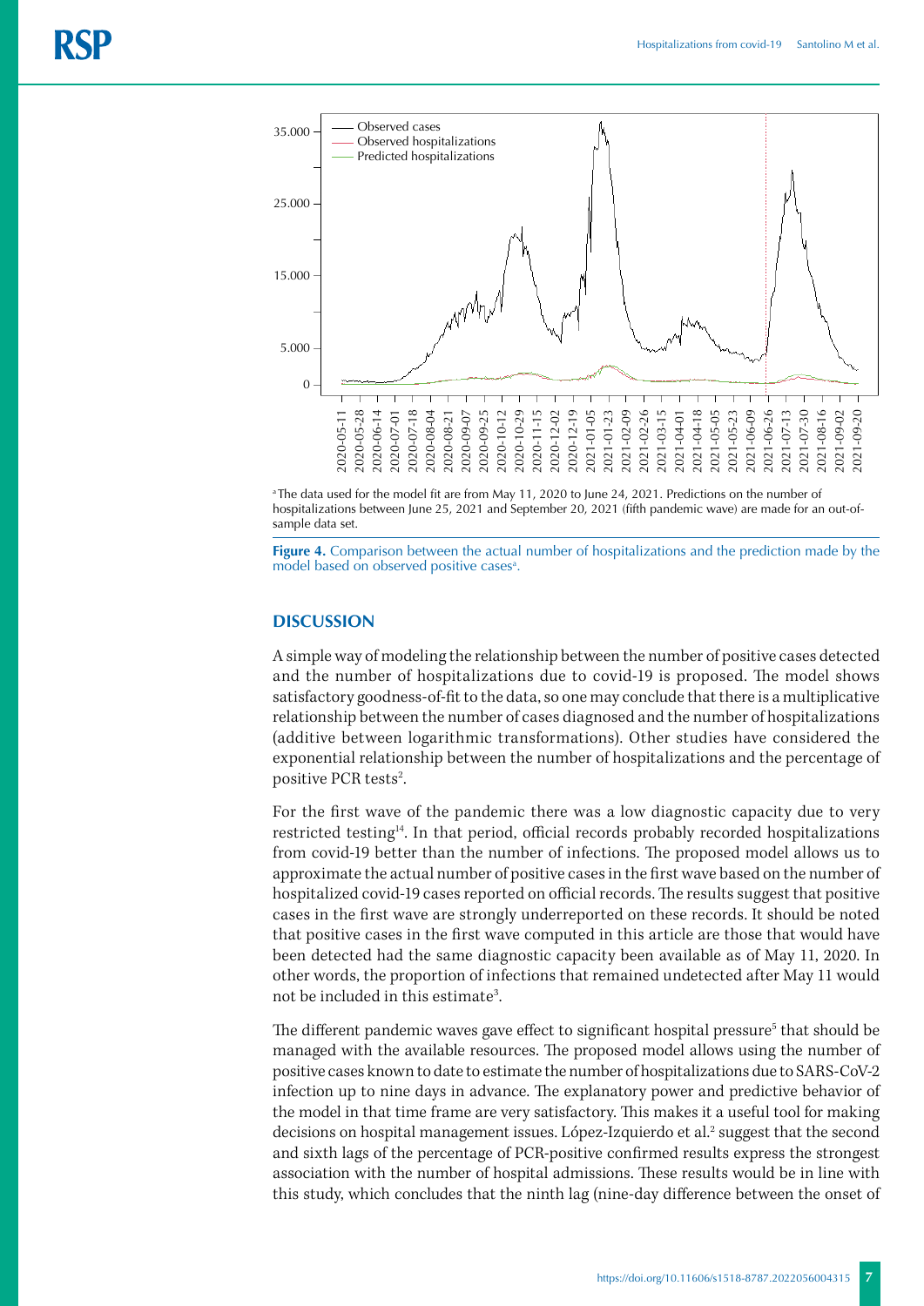35.000
25.000
15.000
5.000
0

Observed cases
Observed hospitalizations
Predicted hospitalizations

2020-05-11
2020-05-28
2020-06-14
2020-07-01
2020-07-18
2020-08-04
2020-08-21
2020-09-07
2020-09-25
2020-10-12
2020-10-29
2020-11-15
2020-12-02
2020-12-19
2021-01-05
2021-01-23
2021-02-09
2021-02-26
2021-03-15
2021-04-01
2021-04-18
2021-05-05
2021-05-23
2021-06-09
2021-06-26
2021-07-13
2021-07-30
2021-08-16
2021-09-02
2021-09-20

[a] The data used for the model fit are from May 11, 2020 to June 24, 2021. Predictions on the number of hospitalizations between June 25, 2021 and September 20, 2021 (fifth pandemic wave) are made for an out-of-sample data set.

**Figure 4.** Comparison between the actual number of hospitalizations and the prediction made by the model based on observed positive cases[a].

## DISCUSSION

A simple way of modeling the relationship between the number of positive cases detected and the number of hospitalizations due to covid-19 is proposed. The model shows satisfactory goodness-of-fit to the data, so one may conclude that there is a multiplicative relationship between the number of cases diagnosed and the number of hospitalizations (additive between logarithmic transformations). Other studies have considered the exponential relationship between the number of hospitalizations and the percentage of positive PCR tests[2].

For the first wave of the pandemic there was a low diagnostic capacity due to very restricted testing[14]. In that period, official records probably recorded hospitalizations from covid-19 better than the number of infections. The proposed model allows us to approximate the actual number of positive cases in the first wave based on the number of hospitalized covid-19 cases reported on official records. The results suggest that positive cases in the first wave are strongly underreported on these records. It should be noted that positive cases in the first wave computed in this article are those that would have been detected had the same diagnostic capacity been available as of May 11, 2020. In other words, the proportion of infections that remained undetected after May 11 would not be included in this estimate[3].

The different pandemic waves gave effect to significant hospital pressure[5] that should be managed with the available resources. The proposed model allows using the number of positive cases known to date to estimate the number of hospitalizations due to SARS-CoV-2 infection up to nine days in advance. The explanatory power and predictive behavior of the model in that time frame are very satisfactory. This makes it a useful tool for making decisions on hospital management issues. López-Izquierdo et al.[2] suggest that the second and sixth lags of the percentage of PCR-positive confirmed results express the strongest association with the number of hospital admissions. These results would be in line with this study, which concludes that the ninth lag (nine-day difference between the onset of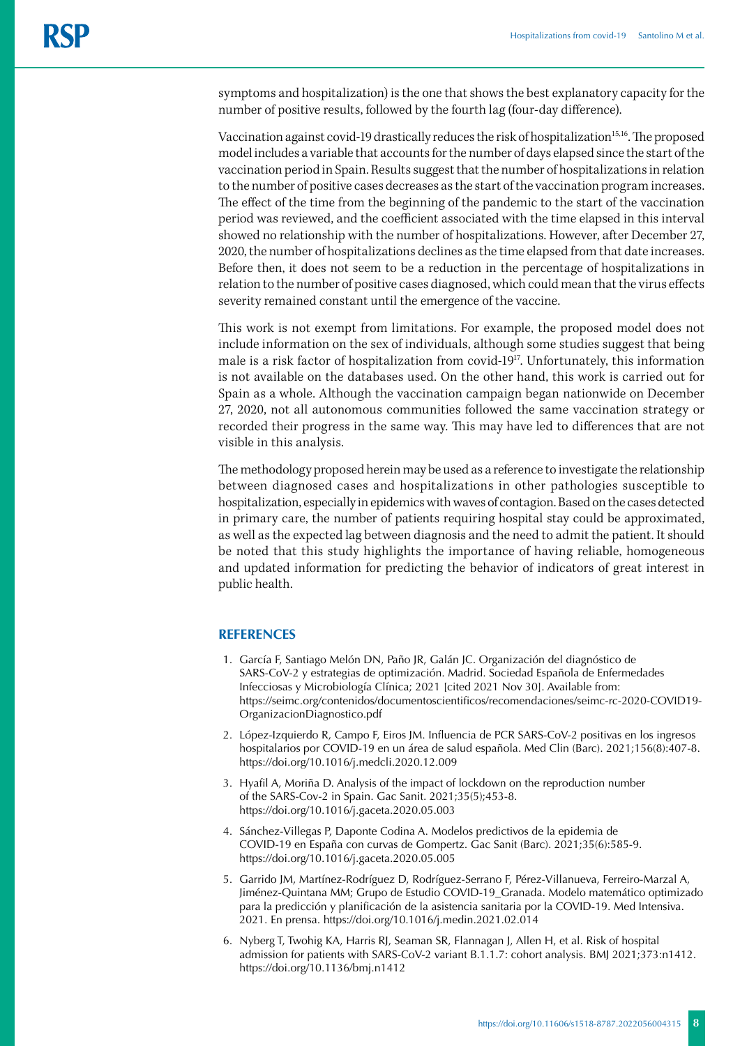symptoms and hospitalization) is the one that shows the best explanatory capacity for the number of positive results, followed by the fourth lag (four-day difference).

Vaccination against covid-19 drastically reduces the risk of hospitalization[15,16]. The proposed model includes a variable that accounts for the number of days elapsed since the start of the vaccination period in Spain. Results suggest that the number of hospitalizations in relation to the number of positive cases decreases as the start of the vaccination program increases. The effect of the time from the beginning of the pandemic to the start of the vaccination period was reviewed, and the coefficient associated with the time elapsed in this interval showed no relationship with the number of hospitalizations. However, after December 27, 2020, the number of hospitalizations declines as the time elapsed from that date increases. Before then, it does not seem to be a reduction in the percentage of hospitalizations in relation to the number of positive cases diagnosed, which could mean that the virus effects severity remained constant until the emergence of the vaccine.

This work is not exempt from limitations. For example, the proposed model does not include information on the sex of individuals, although some studies suggest that being male is a risk factor of hospitalization from covid-19[17]. Unfortunately, this information is not available on the databases used. On the other hand, this work is carried out for Spain as a whole. Although the vaccination campaign began nationwide on December 27, 2020, not all autonomous communities followed the same vaccination strategy or recorded their progress in the same way. This may have led to differences that are not visible in this analysis.

The methodology proposed herein may be used as a reference to investigate the relationship between diagnosed cases and hospitalizations in other pathologies susceptible to hospitalization, especially in epidemics with waves of contagion. Based on the cases detected in primary care, the number of patients requiring hospital stay could be approximated, as well as the expected lag between diagnosis and the need to admit the patient. It should be noted that this study highlights the importance of having reliable, homogeneous and updated information for predicting the behavior of indicators of great interest in public health.

## REFERENCES

1. García F, Santiago Melón DN, Paño JR, Galán JC. Organización del diagnóstico de SARS-CoV-2 y estrategias de optimización. Madrid. Sociedad Española de Enfermedades Infecciosas y Microbiología Clínica; 2021 [cited 2021 Nov 30]. Available from: https://seimc.org/contenidos/documentoscientificos/recomendaciones/seimc-rc-2020-COVID19-OrganizacionDiagnostico.pdf
2. López-Izquierdo R, Campo F, Eiros JM. Influencia de PCR SARS-CoV-2 positivas en los ingresos hospitalarios por COVID-19 en un área de salud española. Med Clin (Barc). 2021;156(8):407-8. https://doi.org/10.1016/j.medcli.2020.12.009
3. Hyafil A, Moriña D. Analysis of the impact of lockdown on the reproduction number of the SARS-Cov-2 in Spain. Gac Sanit. 2021;35(5);453-8. https://doi.org/10.1016/j.gaceta.2020.05.003
4. Sánchez-Villegas P, Daponte Codina A. Modelos predictivos de la epidemia de COVID-19 en España con curvas de Gompertz. Gac Sanit (Barc). 2021;35(6):585-9. https://doi.org/10.1016/j.gaceta.2020.05.005
5. Garrido JM, Martínez-Rodríguez D, Rodríguez-Serrano F, Pérez-Villanueva, Ferreiro-Marzal A, Jiménez-Quintana MM; Grupo de Estudio COVID-19_Granada. Modelo matemático optimizado para la predicción y planificación de la asistencia sanitaria por la COVID-19. Med Intensiva. 2021. En prensa. https://doi.org/10.1016/j.medin.2021.02.014
6. Nyberg T, Twohig KA, Harris RJ, Seaman SR, Flannagan J, Allen H, et al. Risk of hospital admission for patients with SARS-CoV-2 variant B.1.1.7: cohort analysis. BMJ 2021;373:n1412. https://doi.org/10.1136/bmj.n1412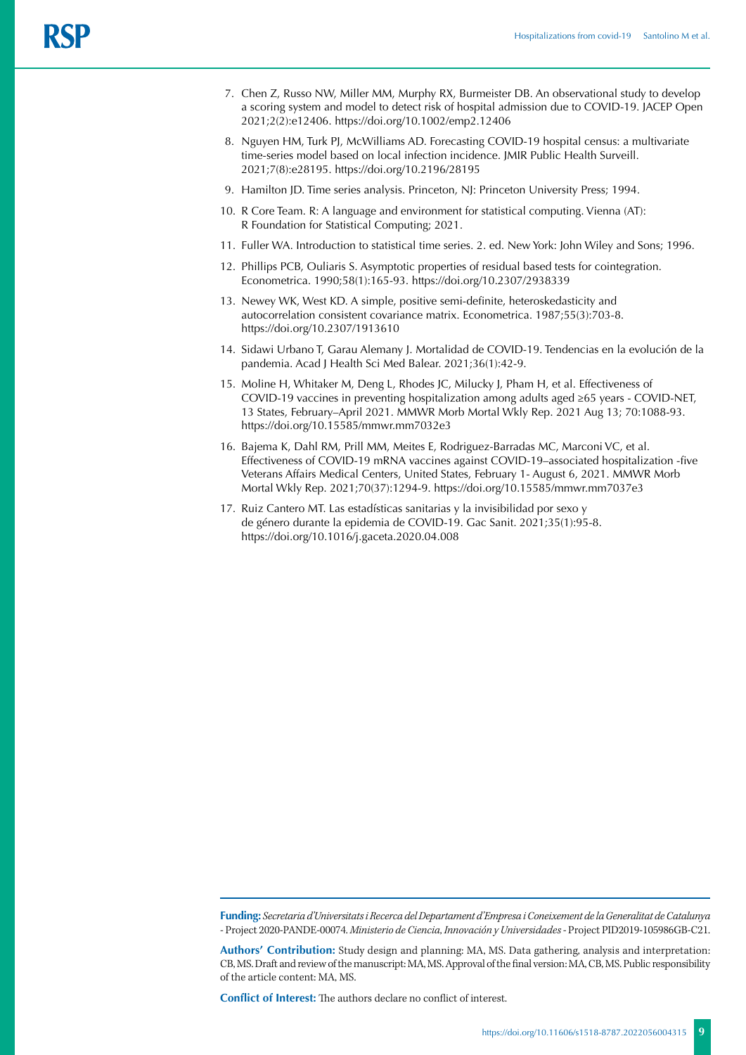7. Chen Z, Russo NW, Miller MM, Murphy RX, Burmeister DB. An observational study to develop a scoring system and model to detect risk of hospital admission due to COVID-19. JACEP Open 2021;2(2):e12406. https://doi.org/10.1002/emp2.12406
8. Nguyen HM, Turk PJ, McWilliams AD. Forecasting COVID-19 hospital census: a multivariate time-series model based on local infection incidence. JMIR Public Health Surveill. 2021;7(8):e28195. https://doi.org/10.2196/28195
9. Hamilton JD. Time series analysis. Princeton, NJ: Princeton University Press; 1994.
10. R Core Team. R: A language and environment for statistical computing. Vienna (AT): R Foundation for Statistical Computing; 2021.
11. Fuller WA. Introduction to statistical time series. 2. ed. New York: John Wiley and Sons; 1996.
12. Phillips PCB, Ouliaris S. Asymptotic properties of residual based tests for cointegration. Econometrica. 1990;58(1):165-93. https://doi.org/10.2307/2938339
13. Newey WK, West KD. A simple, positive semi-definite, heteroskedasticity and autocorrelation consistent covariance matrix. Econometrica. 1987;55(3):703-8. https://doi.org/10.2307/1913610
14. Sidawi Urbano T, Garau Alemany J. Mortalidad de COVID-19. Tendencias en la evolución de la pandemia. Acad J Health Sci Med Balear. 2021;36(1):42-9.
15. Moline H, Whitaker M, Deng L, Rhodes JC, Milucky J, Pham H, et al. Effectiveness of COVID-19 vaccines in preventing hospitalization among adults aged ≥65 years - COVID-NET, 13 States, February–April 2021. MMWR Morb Mortal Wkly Rep. 2021 Aug 13; 70:1088-93. https://doi.org/10.15585/mmwr.mm7032e3
16. Bajema K, Dahl RM, Prill MM, Meites E, Rodriguez-Barradas MC, Marconi VC, et al. Effectiveness of COVID-19 mRNA vaccines against COVID-19–associated hospitalization -five Veterans Affairs Medical Centers, United States, February 1- August 6, 2021. MMWR Morb Mortal Wkly Rep. 2021;70(37):1294-9. https://doi.org/10.15585/mmwr.mm7037e3
17. Ruiz Cantero MT. Las estadísticas sanitarias y la invisibilidad por sexo y de género durante la epidemia de COVID-19. Gac Sanit. 2021;35(1):95-8. https://doi.org/10.1016/j.gaceta.2020.04.008

**Funding:** *Secretaria d'Universitats i Recerca del Departament d'Empresa i Coneixement de la Generalitat de Catalunya* - Project 2020-PANDE-00074. *Ministerio de Ciencia, Innovación y Universidades* - Project PID2019-105986GB-C21.

**Authors' Contribution:** Study design and planning: MA, MS. Data gathering, analysis and interpretation: CB, MS. Draft and review of the manuscript: MA, MS. Approval of the final version: MA, CB, MS. Public responsibility of the article content: MA, MS.

**Conflict of Interest:** The authors declare no conflict of interest.